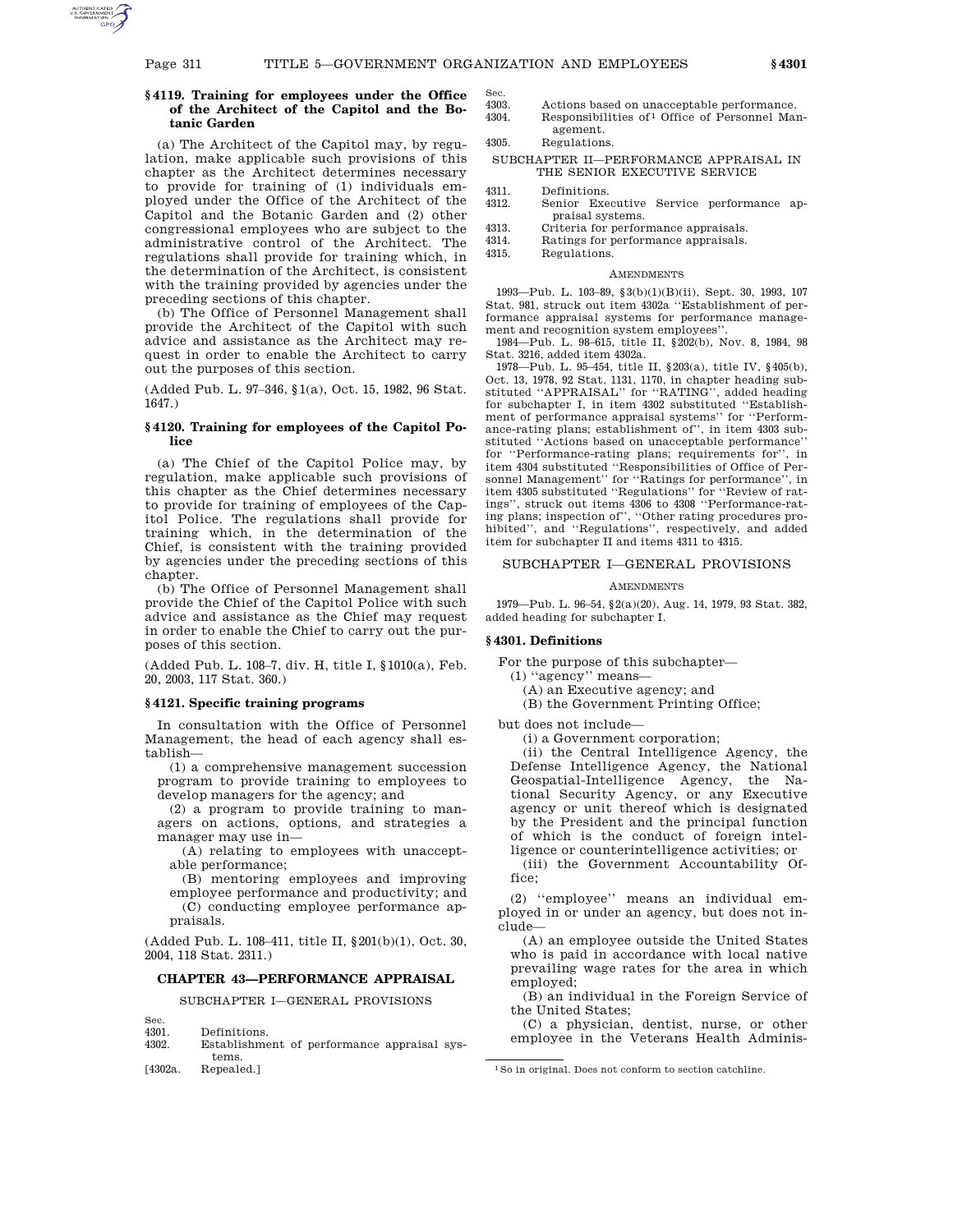### § 4119. Training for employees under the Office of the Architect of the Capitol and the Botanic Garden

(a) The Architect of the Capitol may, by regulation, make applicable such provisions of this chapter as the Architect determines necessary to provide for training of (1) individuals employed under the Office of the Architect of the Capitol and the Botanic Garden and (2) other congressional employees who are subject to the administrative control of the Architect. The regulations shall provide for training which, in the determination of the Architect, is consistent with the training provided by agencies under the preceding sections of this chapter.

(b) The Office of Personnel Management shall provide the Architect of the Capitol with such advice and assistance as the Architect may request in order to enable the Architect to carry out the purposes of this section.

(Added Pub. L. 97–346, § 1(a), Oct. 15, 1982, 96 Stat. 1647.)

### § 4120. Training for employees of the Capitol Police

(a) The Chief of the Capitol Police may, by regulation, make applicable such provisions of this chapter as the Chief determines necessary to provide for training of employees of the Capitol Police. The regulations shall provide for training which, in the determination of the Chief, is consistent with the training provided by agencies under the preceding sections of this chapter.

(b) The Office of Personnel Management shall provide the Chief of the Capitol Police with such advice and assistance as the Chief may request in order to enable the Chief to carry out the purposes of this section.

(Added Pub. L. 108–7, div. H, title I, § 1010(a), Feb. 20, 2003, 117 Stat. 360.)

### § 4121. Specific training programs

In consultation with the Office of Personnel Management, the head of each agency shall establish—

(1) a comprehensive management succession program to provide training to employees to develop managers for the agency; and

(2) a program to provide training to managers on actions, options, and strategies a manager may use in—

(A) relating to employees with unacceptable performance;

(B) mentoring employees and improving employee performance and productivity; and

(C) conducting employee performance appraisals.

(Added Pub. L. 108–411, title II, § 201(b)(1), Oct. 30, 2004, 118 Stat. 2311.)

## CHAPTER 43—PERFORMANCE APPRAISAL

SUBCHAPTER I—GENERAL PROVISIONS

| Sec. | |
|---|---|
| 4301. | Definitions. |
| 4302. | Establishment of performance appraisal systems. |
| [4302a. | Repealed.] |
| 4303. | Actions based on unacceptable performance. |
| 4304. | Responsibilities of[1] Office of Personnel Management. |
| 4305. | Regulations. |

SUBCHAPTER II—PERFORMANCE APPRAISAL IN THE SENIOR EXECUTIVE SERVICE

| | |
|---|---|
| 4311. | Definitions. |
| 4312. | Senior Executive Service performance appraisal systems. |
| 4313. | Criteria for performance appraisals. |
| 4314. | Ratings for performance appraisals. |
| 4315. | Regulations. |

AMENDMENTS

1993—Pub. L. 103–89, § 3(b)(1)(B)(ii), Sept. 30, 1993, 107 Stat. 981, struck out item 4302a "Establishment of performance appraisal systems for performance management and recognition system employees".

1984—Pub. L. 98–615, title II, § 202(b), Nov. 8, 1984, 98 Stat. 3216, added item 4302a.

1978—Pub. L. 95–454, title II, § 203(a), title IV, § 405(b), Oct. 13, 1978, 92 Stat. 1131, 1170, in chapter heading substituted "APPRAISAL" for "RATING", added heading for subchapter I, in item 4302 substituted "Establishment of performance appraisal systems" for "Performance-rating plans; establishment of", in item 4303 substituted "Actions based on unacceptable performance" for "Performance-rating plans; requirements for", in item 4304 substituted "Responsibilities of Office of Personnel Management" for "Ratings for performance", in item 4305 substituted "Regulations" for "Review of ratings", struck out items 4306 to 4308 "Performance-rating plans; inspection of", "Other rating procedures prohibited", and "Regulations", respectively, and added item for subchapter II and items 4311 to 4315.

SUBCHAPTER I—GENERAL PROVISIONS

AMENDMENTS

1979—Pub. L. 96–54, § 2(a)(20), Aug. 14, 1979, 93 Stat. 382, added heading for subchapter I.

### § 4301. Definitions

For the purpose of this subchapter—

(1) "agency" means—

(A) an Executive agency; and

(B) the Government Printing Office;

but does not include—

(i) a Government corporation;

(ii) the Central Intelligence Agency, the Defense Intelligence Agency, the National Geospatial-Intelligence Agency, the National Security Agency, or any Executive agency or unit thereof which is designated by the President and the principal function of which is the conduct of foreign intelligence or counterintelligence activities; or

(iii) the Government Accountability Office;

(2) "employee" means an individual employed in or under an agency, but does not include—

(A) an employee outside the United States who is paid in accordance with local native prevailing wage rates for the area in which employed;

(B) an individual in the Foreign Service of the United States;

(C) a physician, dentist, nurse, or other employee in the Veterans Health Adminis-

[1] So in original. Does not conform to section catchline.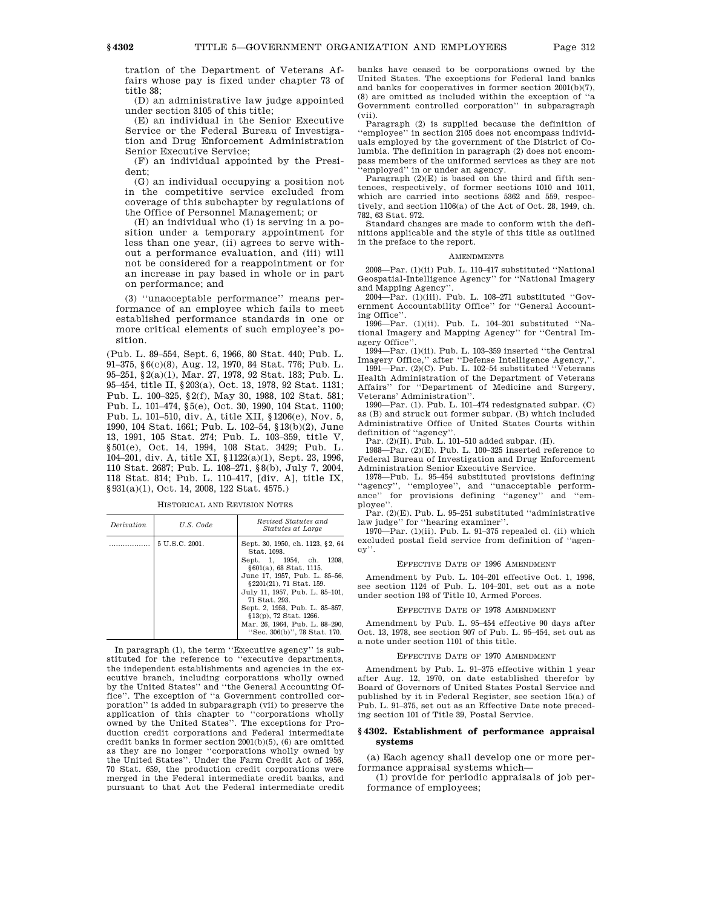tration of the Department of Veterans Affairs whose pay is fixed under chapter 73 of title 38;

(D) an administrative law judge appointed under section 3105 of this title;

(E) an individual in the Senior Executive Service or the Federal Bureau of Investigation and Drug Enforcement Administration Senior Executive Service;

(F) an individual appointed by the President;

(G) an individual occupying a position not in the competitive service excluded from coverage of this subchapter by regulations of the Office of Personnel Management; or

(H) an individual who (i) is serving in a position under a temporary appointment for less than one year, (ii) agrees to serve without a performance evaluation, and (iii) will not be considered for a reappointment or for an increase in pay based in whole or in part on performance; and

(3) ''unacceptable performance'' means performance of an employee which fails to meet established performance standards in one or more critical elements of such employee's position.

(Pub. L. 89–554, Sept. 6, 1966, 80 Stat. 440; Pub. L. 91–375, §6(c)(8), Aug. 12, 1970, 84 Stat. 776; Pub. L. 95–251, §2(a)(1), Mar. 27, 1978, 92 Stat. 183; Pub. L. 95–454, title II, §203(a), Oct. 13, 1978, 92 Stat. 1131; Pub. L. 100–325, §2(f), May 30, 1988, 102 Stat. 581; Pub. L. 101–474, §5(e), Oct. 30, 1990, 104 Stat. 1100; Pub. L. 101–510, div. A, title XII, §1206(e), Nov. 5, 1990, 104 Stat. 1661; Pub. L. 102–54, §13(b)(2), June 13, 1991, 105 Stat. 274; Pub. L. 103–359, title V, §501(e), Oct. 14, 1994, 108 Stat. 3429; Pub. L. 104–201, div. A, title XI, §1122(a)(1), Sept. 23, 1996, 110 Stat. 2687; Pub. L. 108–271, §8(b), July 7, 2004, 118 Stat. 814; Pub. L. 110–417, [div. A], title IX, §931(a)(1), Oct. 14, 2008, 122 Stat. 4575.)

HISTORICAL AND REVISION NOTES

| *Derivation* | *U.S. Code* | *Revised Statutes and Statutes at Large* |
|---|---|---|
| .................. | 5 U.S.C. 2001. | Sept. 30, 1950, ch. 1123, §2, 64 Stat. 1098. Sept. 1, 1954, ch. 1208, §601(a), 68 Stat. 1115. June 17, 1957, Pub. L. 85–56, §2201(21), 71 Stat. 159. July 11, 1957, Pub. L. 85–101, 71 Stat. 293. Sept. 2, 1958, Pub. L. 85–857, §13(p), 72 Stat. 1266. Mar. 26, 1964, Pub. L. 88–290, ''Sec. 306(b)'', 78 Stat. 170. |

In paragraph (1), the term ''Executive agency'' is substituted for the reference to ''executive departments, the independent establishments and agencies in the executive branch, including corporations wholly owned by the United States'' and ''the General Accounting Office''. The exception of ''a Government controlled corporation'' is added in subparagraph (vii) to preserve the application of this chapter to ''corporations wholly owned by the United States''. The exceptions for Production credit corporations and Federal intermediate credit banks in former section 2001(b)(5), (6) are omitted as they are no longer ''corporations wholly owned by the United States''. Under the Farm Credit Act of 1956, 70 Stat. 659, the production credit corporations were merged in the Federal intermediate credit banks, and pursuant to that Act the Federal intermediate credit banks have ceased to be corporations owned by the United States. The exceptions for Federal land banks and banks for cooperatives in former section 2001(b)(7), (8) are omitted as included within the exception of ''a Government controlled corporation'' in subparagraph (vii).

Paragraph (2) is supplied because the definition of ''employee'' in section 2105 does not encompass individuals employed by the government of the District of Columbia. The definition in paragraph (2) does not encompass members of the uniformed services as they are not ''employed'' in or under an agency.

Paragraph (2)(E) is based on the third and fifth sentences, respectively, of former sections 1010 and 1011, which are carried into sections 5362 and 559, respectively, and section 1106(a) of the Act of Oct. 28, 1949, ch. 782, 63 Stat. 972.

Standard changes are made to conform with the definitions applicable and the style of this title as outlined in the preface to the report.

AMENDMENTS

2008—Par. (1)(ii) Pub. L. 110–417 substituted ''National Geospatial-Intelligence Agency'' for ''National Imagery and Mapping Agency''.

2004—Par. (1)(iii). Pub. L. 108–271 substituted ''Government Accountability Office'' for ''General Accounting Office''.

1996—Par. (1)(ii). Pub. L. 104–201 substituted ''National Imagery and Mapping Agency'' for ''Central Imagery Office''.

1994—Par. (1)(ii). Pub. L. 103–359 inserted ''the Central Imagery Office,'' after ''Defense Intelligence Agency,''.

1991—Par. (2)(C). Pub. L. 102–54 substituted ''Veterans Health Administration of the Department of Veterans Affairs'' for ''Department of Medicine and Surgery, Veterans' Administration''.

1990—Par. (1). Pub. L. 101–474 redesignated subpar. (C) as (B) and struck out former subpar. (B) which included Administrative Office of United States Courts within definition of ''agency''.

Par. (2)(H). Pub. L. 101–510 added subpar. (H).

1988—Par. (2)(E). Pub. L. 100–325 inserted reference to Federal Bureau of Investigation and Drug Enforcement Administration Senior Executive Service.

1978—Pub. L. 95–454 substituted provisions defining ''agency'', ''employee'', and ''unacceptable performance'' for provisions defining ''agency'' and ''employee''.

Par. (2)(E). Pub. L. 95–251 substituted ''administrative law judge'' for ''hearing examiner''.

1970—Par. (1)(ii). Pub. L. 91–375 repealed cl. (ii) which excluded postal field service from definition of ''agency''.

EFFECTIVE DATE OF 1996 AMENDMENT

Amendment by Pub. L. 104–201 effective Oct. 1, 1996, see section 1124 of Pub. L. 104–201, set out as a note under section 193 of Title 10, Armed Forces.

EFFECTIVE DATE OF 1978 AMENDMENT

Amendment by Pub. L. 95–454 effective 90 days after Oct. 13, 1978, see section 907 of Pub. L. 95–454, set out as a note under section 1101 of this title.

EFFECTIVE DATE OF 1970 AMENDMENT

Amendment by Pub. L. 91–375 effective within 1 year after Aug. 12, 1970, on date established therefor by Board of Governors of United States Postal Service and published by it in Federal Register, see section 15(a) of Pub. L. 91–375, set out as an Effective Date note preceding section 101 of Title 39, Postal Service.

### §4302. Establishment of performance appraisal systems

(a) Each agency shall develop one or more performance appraisal systems which—

(1) provide for periodic appraisals of job performance of employees;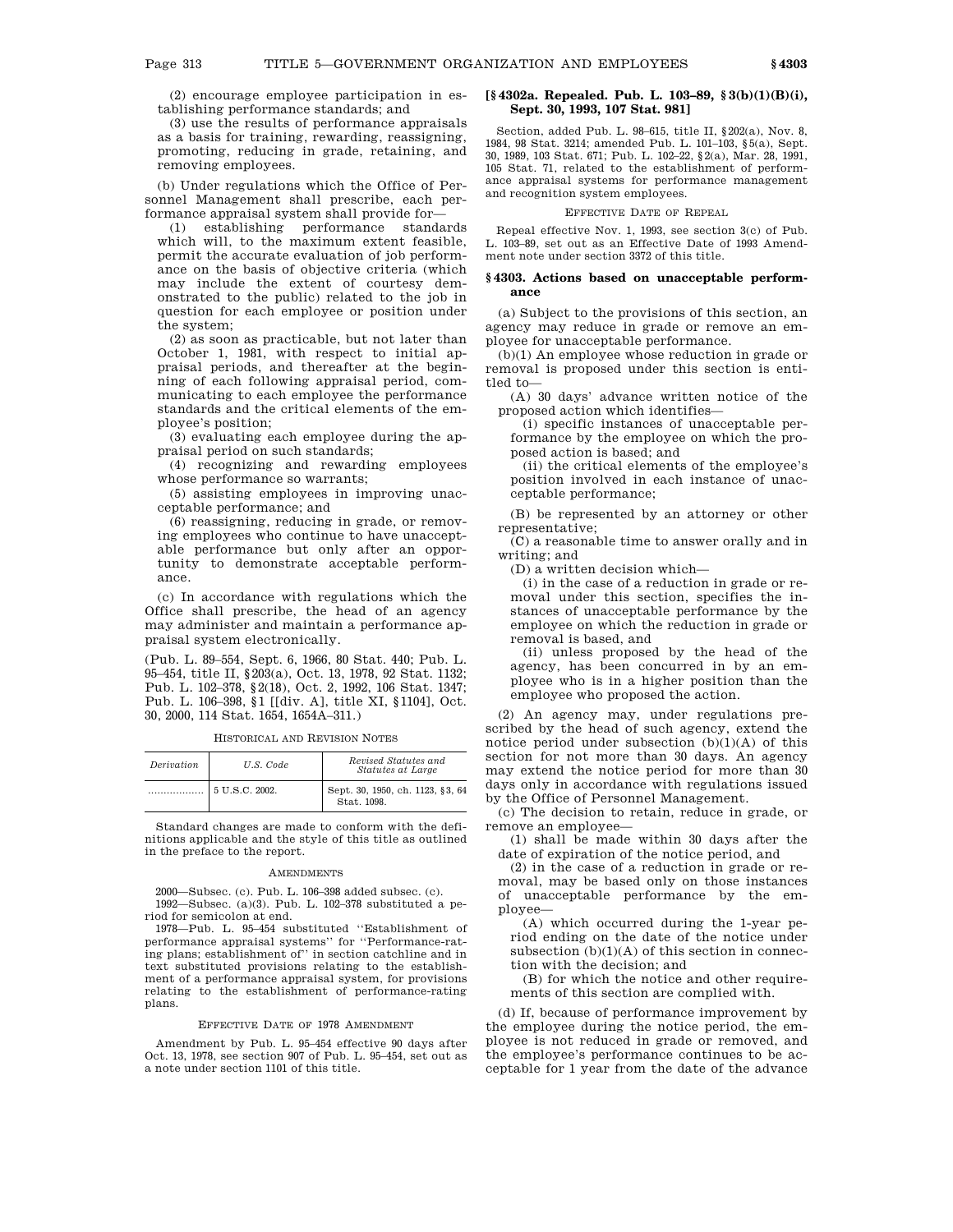(2) encourage employee participation in establishing performance standards; and

(3) use the results of performance appraisals as a basis for training, rewarding, reassigning, promoting, reducing in grade, retaining, and removing employees.

(b) Under regulations which the Office of Personnel Management shall prescribe, each performance appraisal system shall provide for—

(1) establishing performance standards which will, to the maximum extent feasible, permit the accurate evaluation of job performance on the basis of objective criteria (which may include the extent of courtesy demonstrated to the public) related to the job in question for each employee or position under the system;

(2) as soon as practicable, but not later than October 1, 1981, with respect to initial appraisal periods, and thereafter at the beginning of each following appraisal period, communicating to each employee the performance standards and the critical elements of the employee's position;

(3) evaluating each employee during the appraisal period on such standards;

(4) recognizing and rewarding employees whose performance so warrants;

(5) assisting employees in improving unacceptable performance; and

(6) reassigning, reducing in grade, or removing employees who continue to have unacceptable performance but only after an opportunity to demonstrate acceptable performance.

(c) In accordance with regulations which the Office shall prescribe, the head of an agency may administer and maintain a performance appraisal system electronically.

(Pub. L. 89–554, Sept. 6, 1966, 80 Stat. 440; Pub. L. 95–454, title II, §203(a), Oct. 13, 1978, 92 Stat. 1132; Pub. L. 102–378, §2(18), Oct. 2, 1992, 106 Stat. 1347; Pub. L. 106–398, §1 [[div. A], title XI, §1104], Oct. 30, 2000, 114 Stat. 1654, 1654A–311.)

HISTORICAL AND REVISION NOTES

| *Derivation* | *U.S. Code* | *Revised Statutes and Statutes at Large* |
|---|---|---|
| .................. | 5 U.S.C. 2002. | Sept. 30, 1950, ch. 1123, §3, 64 Stat. 1098. |

Standard changes are made to conform with the definitions applicable and the style of this title as outlined in the preface to the report.

AMENDMENTS

2000—Subsec. (c). Pub. L. 106–398 added subsec. (c).

1992—Subsec. (a)(3). Pub. L. 102–378 substituted a period for semicolon at end.

1978—Pub. L. 95–454 substituted ''Establishment of performance appraisal systems'' for ''Performance-rating plans; establishment of'' in section catchline and in text substituted provisions relating to the establishment of a performance appraisal system, for provisions relating to the establishment of performance-rating plans.

EFFECTIVE DATE OF 1978 AMENDMENT

Amendment by Pub. L. 95–454 effective 90 days after Oct. 13, 1978, see section 907 of Pub. L. 95–454, set out as a note under section 1101 of this title.

**[§ 4302a. Repealed. Pub. L. 103–89, § 3(b)(1)(B)(i), Sept. 30, 1993, 107 Stat. 981]**

Section, added Pub. L. 98–615, title II, §202(a), Nov. 8, 1984, 98 Stat. 3214; amended Pub. L. 101–103, §5(a), Sept. 30, 1989, 103 Stat. 671; Pub. L. 102–22, §2(a), Mar. 28, 1991, 105 Stat. 71, related to the establishment of performance appraisal systems for performance management and recognition system employees.

EFFECTIVE DATE OF REPEAL

Repeal effective Nov. 1, 1993, see section 3(c) of Pub. L. 103–89, set out as an Effective Date of 1993 Amendment note under section 3372 of this title.

## § 4303. Actions based on unacceptable performance

(a) Subject to the provisions of this section, an agency may reduce in grade or remove an employee for unacceptable performance.

(b)(1) An employee whose reduction in grade or removal is proposed under this section is entitled to—

(A) 30 days' advance written notice of the proposed action which identifies—

(i) specific instances of unacceptable performance by the employee on which the proposed action is based; and

(ii) the critical elements of the employee's position involved in each instance of unacceptable performance;

(B) be represented by an attorney or other representative;

(C) a reasonable time to answer orally and in writing; and

(D) a written decision which—

(i) in the case of a reduction in grade or removal under this section, specifies the instances of unacceptable performance by the employee on which the reduction in grade or removal is based, and

(ii) unless proposed by the head of the agency, has been concurred in by an employee who is in a higher position than the employee who proposed the action.

(2) An agency may, under regulations prescribed by the head of such agency, extend the notice period under subsection (b)(1)(A) of this section for not more than 30 days. An agency may extend the notice period for more than 30 days only in accordance with regulations issued by the Office of Personnel Management.

(c) The decision to retain, reduce in grade, or remove an employee—

(1) shall be made within 30 days after the date of expiration of the notice period, and

(2) in the case of a reduction in grade or removal, may be based only on those instances of unacceptable performance by the employee—

(A) which occurred during the 1-year period ending on the date of the notice under subsection (b)(1)(A) of this section in connection with the decision; and

(B) for which the notice and other requirements of this section are complied with.

(d) If, because of performance improvement by the employee during the notice period, the employee is not reduced in grade or removed, and the employee's performance continues to be acceptable for 1 year from the date of the advance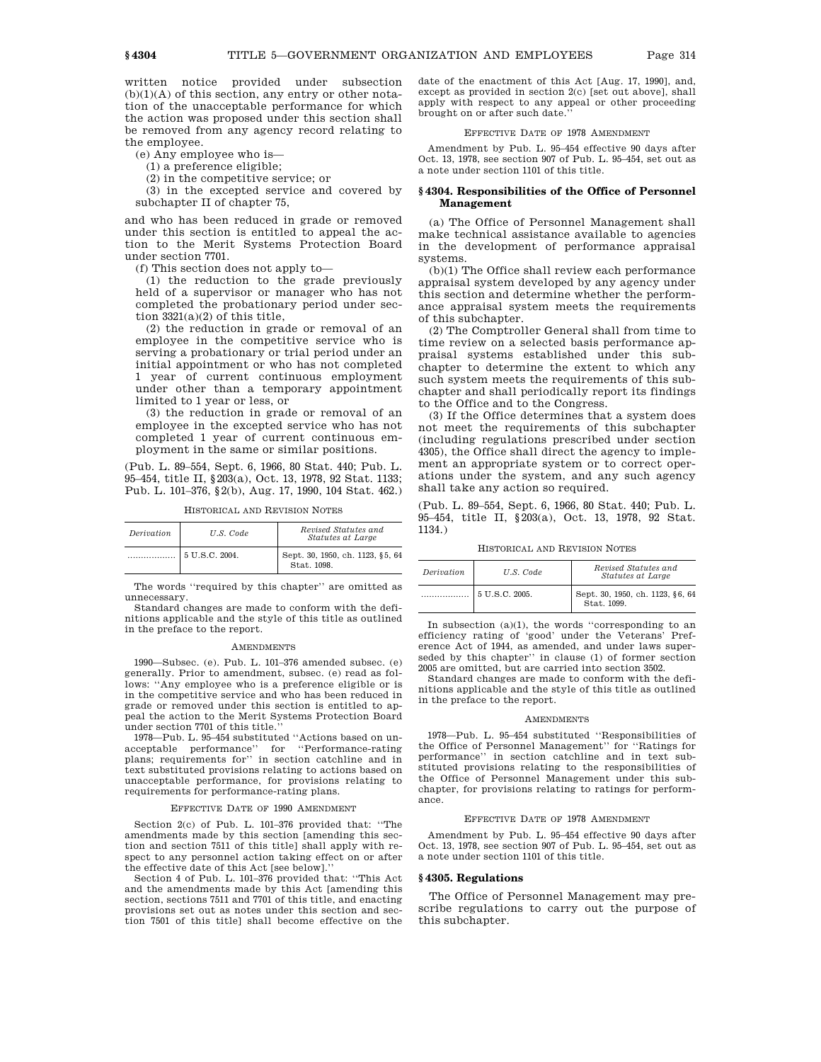written notice provided under subsection (b)(1)(A) of this section, any entry or other notation of the unacceptable performance for which the action was proposed under this section shall be removed from any agency record relating to the employee.

(e) Any employee who is—

(1) a preference eligible;

(2) in the competitive service; or

(3) in the excepted service and covered by subchapter II of chapter 75,

and who has been reduced in grade or removed under this section is entitled to appeal the action to the Merit Systems Protection Board under section 7701.

(f) This section does not apply to—

(1) the reduction to the grade previously held of a supervisor or manager who has not completed the probationary period under section 3321(a)(2) of this title,

(2) the reduction in grade or removal of an employee in the competitive service who is serving a probationary or trial period under an initial appointment or who has not completed 1 year of current continuous employment under other than a temporary appointment limited to 1 year or less, or

(3) the reduction in grade or removal of an employee in the excepted service who has not completed 1 year of current continuous employment in the same or similar positions.

(Pub. L. 89–554, Sept. 6, 1966, 80 Stat. 440; Pub. L. 95–454, title II, §203(a), Oct. 13, 1978, 92 Stat. 1133; Pub. L. 101–376, §2(b), Aug. 17, 1990, 104 Stat. 462.)

HISTORICAL AND REVISION NOTES

| *Derivation* | *U.S. Code* | *Revised Statutes and Statutes at Large* |
|---|---|---|
| .................. | 5 U.S.C. 2004. | Sept. 30, 1950, ch. 1123, §5, 64 Stat. 1098. |

The words "required by this chapter" are omitted as unnecessary.

Standard changes are made to conform with the definitions applicable and the style of this title as outlined in the preface to the report.

AMENDMENTS

1990—Subsec. (e). Pub. L. 101–376 amended subsec. (e) generally. Prior to amendment, subsec. (e) read as follows: "Any employee who is a preference eligible or is in the competitive service and who has been reduced in grade or removed under this section is entitled to appeal the action to the Merit Systems Protection Board under section 7701 of this title."

1978—Pub. L. 95–454 substituted "Actions based on unacceptable performance" for "Performance-rating plans; requirements for" in section catchline and in text substituted provisions relating to actions based on unacceptable performance, for provisions relating to requirements for performance-rating plans.

EFFECTIVE DATE OF 1990 AMENDMENT

Section 2(c) of Pub. L. 101–376 provided that: "The amendments made by this section [amending this section and section 7511 of this title] shall apply with respect to any personnel action taking effect on or after the effective date of this Act [see below]."

Section 4 of Pub. L. 101–376 provided that: "This Act and the amendments made by this Act [amending this section, sections 7511 and 7701 of this title, and enacting provisions set out as notes under this section and section 7501 of this title] shall become effective on the date of the enactment of this Act [Aug. 17, 1990], and, except as provided in section 2(c) [set out above], shall apply with respect to any appeal or other proceeding brought on or after such date."

EFFECTIVE DATE OF 1978 AMENDMENT

Amendment by Pub. L. 95–454 effective 90 days after Oct. 13, 1978, see section 907 of Pub. L. 95–454, set out as a note under section 1101 of this title.

## §4304. Responsibilities of the Office of Personnel Management

(a) The Office of Personnel Management shall make technical assistance available to agencies in the development of performance appraisal systems.

(b)(1) The Office shall review each performance appraisal system developed by any agency under this section and determine whether the performance appraisal system meets the requirements of this subchapter.

(2) The Comptroller General shall from time to time review on a selected basis performance appraisal systems established under this subchapter to determine the extent to which any such system meets the requirements of this subchapter and shall periodically report its findings to the Office and to the Congress.

(3) If the Office determines that a system does not meet the requirements of this subchapter (including regulations prescribed under section 4305), the Office shall direct the agency to implement an appropriate system or to correct operations under the system, and any such agency shall take any action so required.

(Pub. L. 89–554, Sept. 6, 1966, 80 Stat. 440; Pub. L. 95–454, title II, §203(a), Oct. 13, 1978, 92 Stat. 1134.)

HISTORICAL AND REVISION NOTES

| *Derivation* | *U.S. Code* | *Revised Statutes and Statutes at Large* |
|---|---|---|
| .................. | 5 U.S.C. 2005. | Sept. 30, 1950, ch. 1123, §6, 64 Stat. 1099. |

In subsection (a)(1), the words "corresponding to an efficiency rating of 'good' under the Veterans' Preference Act of 1944, as amended, and under laws superseded by this chapter" in clause (1) of former section 2005 are omitted, but are carried into section 3502.

Standard changes are made to conform with the definitions applicable and the style of this title as outlined in the preface to the report.

AMENDMENTS

1978—Pub. L. 95–454 substituted "Responsibilities of the Office of Personnel Management" for "Ratings for performance" in section catchline and in text substituted provisions relating to the responsibilities of the Office of Personnel Management under this subchapter, for provisions relating to ratings for performance.

EFFECTIVE DATE OF 1978 AMENDMENT

Amendment by Pub. L. 95–454 effective 90 days after Oct. 13, 1978, see section 907 of Pub. L. 95–454, set out as a note under section 1101 of this title.

## §4305. Regulations

The Office of Personnel Management may prescribe regulations to carry out the purpose of this subchapter.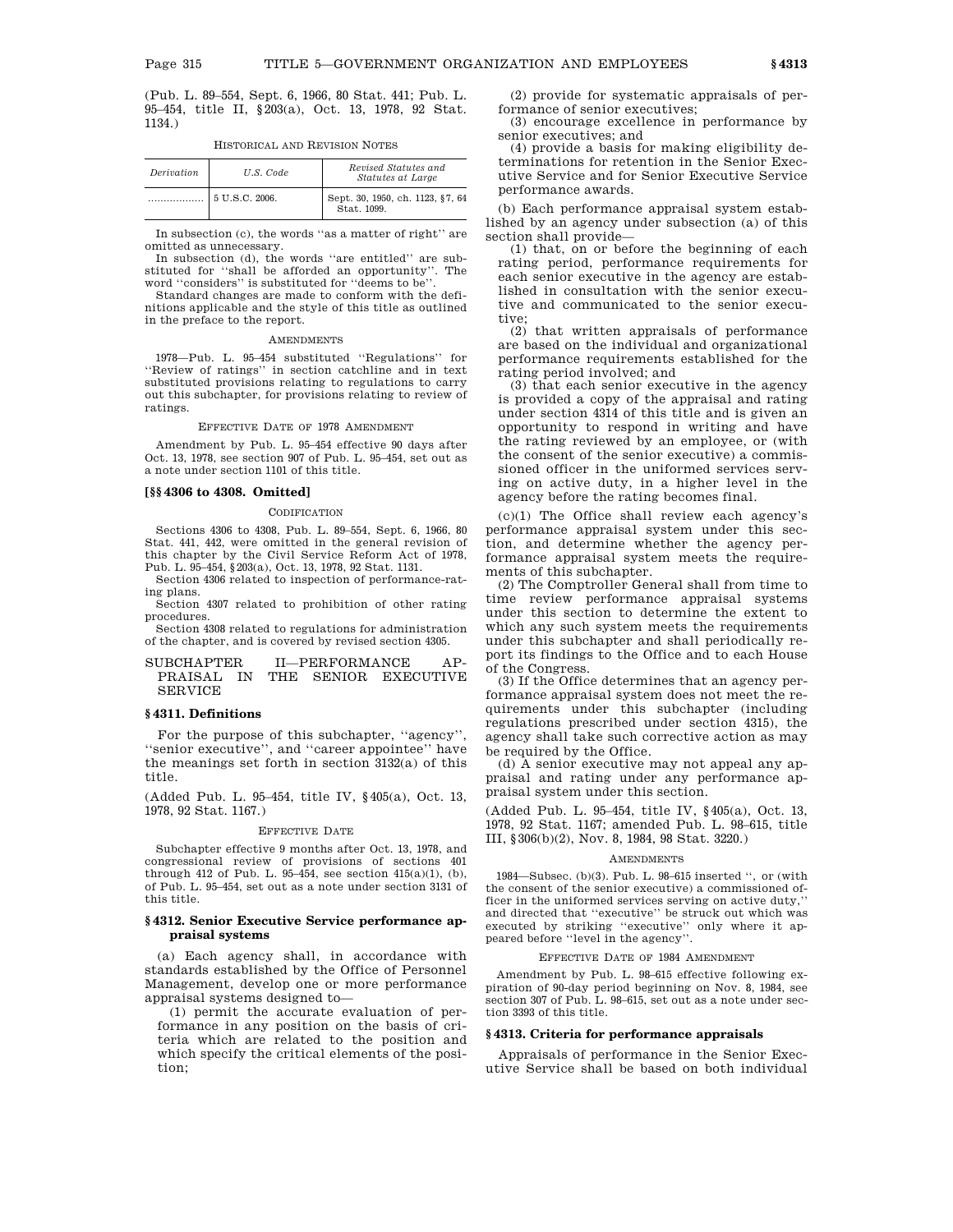(Pub. L. 89–554, Sept. 6, 1966, 80 Stat. 441; Pub. L. 95–454, title II, §203(a), Oct. 13, 1978, 92 Stat. 1134.)

HISTORICAL AND REVISION NOTES

| Derivation | U.S. Code | Revised Statutes and Statutes at Large |
|---|---|---|
| .................. | 5 U.S.C. 2006. | Sept. 30, 1950, ch. 1123, §7, 64 Stat. 1099. |

In subsection (c), the words ''as a matter of right'' are omitted as unnecessary.

In subsection (d), the words ''are entitled'' are substituted for ''shall be afforded an opportunity''. The word ''considers'' is substituted for ''deems to be''.

Standard changes are made to conform with the definitions applicable and the style of this title as outlined in the preface to the report.

AMENDMENTS

1978—Pub. L. 95–454 substituted ''Regulations'' for ''Review of ratings'' in section catchline and in text substituted provisions relating to regulations to carry out this subchapter, for provisions relating to review of ratings.

EFFECTIVE DATE OF 1978 AMENDMENT

Amendment by Pub. L. 95–454 effective 90 days after Oct. 13, 1978, see section 907 of Pub. L. 95–454, set out as a note under section 1101 of this title.

### [§§ 4306 to 4308. Omitted]

CODIFICATION

Sections 4306 to 4308, Pub. L. 89–554, Sept. 6, 1966, 80 Stat. 441, 442, were omitted in the general revision of this chapter by the Civil Service Reform Act of 1978, Pub. L. 95–454, §203(a), Oct. 13, 1978, 92 Stat. 1131.

Section 4306 related to inspection of performance-rating plans.

Section 4307 related to prohibition of other rating procedures.

Section 4308 related to regulations for administration of the chapter, and is covered by revised section 4305.

## SUBCHAPTER II—PERFORMANCE APPRAISAL IN THE SENIOR EXECUTIVE SERVICE

### § 4311. Definitions

For the purpose of this subchapter, ''agency'', ''senior executive'', and ''career appointee'' have the meanings set forth in section 3132(a) of this title.

(Added Pub. L. 95–454, title IV, §405(a), Oct. 13, 1978, 92 Stat. 1167.)

EFFECTIVE DATE

Subchapter effective 9 months after Oct. 13, 1978, and congressional review of provisions of sections 401 through 412 of Pub. L. 95–454, see section 415(a)(1), (b), of Pub. L. 95–454, set out as a note under section 3131 of this title.

### § 4312. Senior Executive Service performance appraisal systems

(a) Each agency shall, in accordance with standards established by the Office of Personnel Management, develop one or more performance appraisal systems designed to—

(1) permit the accurate evaluation of performance in any position on the basis of criteria which are related to the position and which specify the critical elements of the position;

(2) provide for systematic appraisals of performance of senior executives;

(3) encourage excellence in performance by senior executives; and

(4) provide a basis for making eligibility determinations for retention in the Senior Executive Service and for Senior Executive Service performance awards.

(b) Each performance appraisal system established by an agency under subsection (a) of this section shall provide—

(1) that, on or before the beginning of each rating period, performance requirements for each senior executive in the agency are established in consultation with the senior executive and communicated to the senior executive;

(2) that written appraisals of performance are based on the individual and organizational performance requirements established for the rating period involved; and

(3) that each senior executive in the agency is provided a copy of the appraisal and rating under section 4314 of this title and is given an opportunity to respond in writing and have the rating reviewed by an employee, or (with the consent of the senior executive) a commissioned officer in the uniformed services serving on active duty, in a higher level in the agency before the rating becomes final.

(c)(1) The Office shall review each agency's performance appraisal system under this section, and determine whether the agency performance appraisal system meets the requirements of this subchapter.

(2) The Comptroller General shall from time to time review performance appraisal systems under this section to determine the extent to which any such system meets the requirements under this subchapter and shall periodically report its findings to the Office and to each House of the Congress.

(3) If the Office determines that an agency performance appraisal system does not meet the requirements under this subchapter (including regulations prescribed under section 4315), the agency shall take such corrective action as may be required by the Office.

(d) A senior executive may not appeal any appraisal and rating under any performance appraisal system under this section.

(Added Pub. L. 95–454, title IV, §405(a), Oct. 13, 1978, 92 Stat. 1167; amended Pub. L. 98–615, title III, §306(b)(2), Nov. 8, 1984, 98 Stat. 3220.)

AMENDMENTS

1984—Subsec. (b)(3). Pub. L. 98–615 inserted '', or (with the consent of the senior executive) a commissioned officer in the uniformed services serving on active duty,'' and directed that ''executive'' be struck out which was executed by striking ''executive'' only where it appeared before ''level in the agency''.

EFFECTIVE DATE OF 1984 AMENDMENT

Amendment by Pub. L. 98–615 effective following expiration of 90-day period beginning on Nov. 8, 1984, see section 307 of Pub. L. 98–615, set out as a note under section 3393 of this title.

### § 4313. Criteria for performance appraisals

Appraisals of performance in the Senior Executive Service shall be based on both individual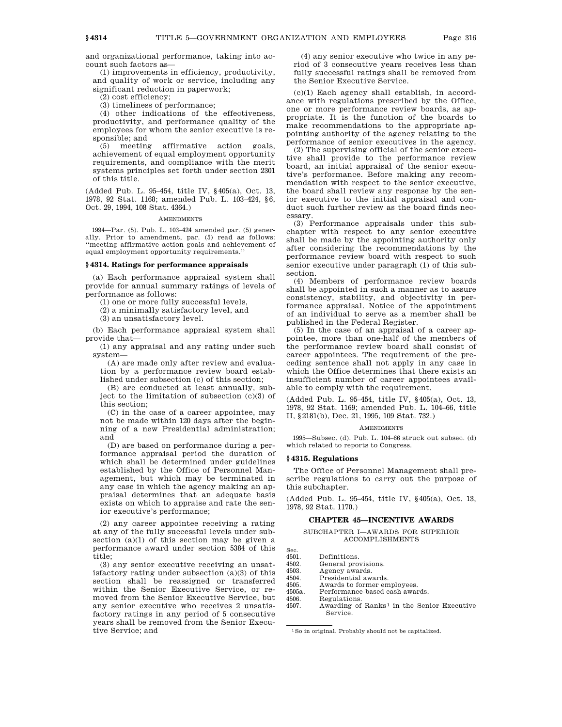and organizational performance, taking into account such factors as—

(1) improvements in efficiency, productivity, and quality of work or service, including any significant reduction in paperwork;

(2) cost efficiency;

(3) timeliness of performance;

(4) other indications of the effectiveness, productivity, and performance quality of the employees for whom the senior executive is responsible; and

(5) meeting affirmative action goals, achievement of equal employment opportunity requirements, and compliance with the merit systems principles set forth under section 2301 of this title.

(Added Pub. L. 95–454, title IV, §405(a), Oct. 13, 1978, 92 Stat. 1168; amended Pub. L. 103–424, §6, Oct. 29, 1994, 108 Stat. 4364.)

AMENDMENTS

1994—Par. (5). Pub. L. 103–424 amended par. (5) generally. Prior to amendment, par. (5) read as follows: "meeting affirmative action goals and achievement of equal employment opportunity requirements."

### §4314. Ratings for performance appraisals

(a) Each performance appraisal system shall provide for annual summary ratings of levels of performance as follows:

(1) one or more fully successful levels,

(2) a minimally satisfactory level, and

(3) an unsatisfactory level.

(b) Each performance appraisal system shall provide that—

(1) any appraisal and any rating under such system—

(A) are made only after review and evaluation by a performance review board established under subsection (c) of this section;

(B) are conducted at least annually, subject to the limitation of subsection (c)(3) of this section;

(C) in the case of a career appointee, may not be made within 120 days after the beginning of a new Presidential administration; and

(D) are based on performance during a performance appraisal period the duration of which shall be determined under guidelines established by the Office of Personnel Management, but which may be terminated in any case in which the agency making an appraisal determines that an adequate basis exists on which to appraise and rate the senior executive's performance;

(2) any career appointee receiving a rating at any of the fully successful levels under subsection (a)(1) of this section may be given a performance award under section 5384 of this title;

(3) any senior executive receiving an unsatisfactory rating under subsection (a)(3) of this section shall be reassigned or transferred within the Senior Executive Service, or removed from the Senior Executive Service, but any senior executive who receives 2 unsatisfactory ratings in any period of 5 consecutive years shall be removed from the Senior Executive Service; and

(4) any senior executive who twice in any period of 3 consecutive years receives less than fully successful ratings shall be removed from the Senior Executive Service.

(c)(1) Each agency shall establish, in accordance with regulations prescribed by the Office, one or more performance review boards, as appropriate. It is the function of the boards to make recommendations to the appropriate appointing authority of the agency relating to the performance of senior executives in the agency.

(2) The supervising official of the senior executive shall provide to the performance review board, an initial appraisal of the senior executive's performance. Before making any recommendation with respect to the senior executive, the board shall review any response by the senior executive to the initial appraisal and conduct such further review as the board finds necessary.

(3) Performance appraisals under this subchapter with respect to any senior executive shall be made by the appointing authority only after considering the recommendations by the performance review board with respect to such senior executive under paragraph (1) of this subsection.

(4) Members of performance review boards shall be appointed in such a manner as to assure consistency, stability, and objectivity in performance appraisal. Notice of the appointment of an individual to serve as a member shall be published in the Federal Register.

(5) In the case of an appraisal of a career appointee, more than one-half of the members of the performance review board shall consist of career appointees. The requirement of the preceding sentence shall not apply in any case in which the Office determines that there exists an insufficient number of career appointees available to comply with the requirement.

(Added Pub. L. 95–454, title IV, §405(a), Oct. 13, 1978, 92 Stat. 1169; amended Pub. L. 104–66, title II, §2181(b), Dec. 21, 1995, 109 Stat. 732.)

AMENDMENTS

1995—Subsec. (d). Pub. L. 104–66 struck out subsec. (d) which related to reports to Congress.

### §4315. Regulations

The Office of Personnel Management shall prescribe regulations to carry out the purpose of this subchapter.

(Added Pub. L. 95–454, title IV, §405(a), Oct. 13, 1978, 92 Stat. 1170.)

## CHAPTER 45—INCENTIVE AWARDS

SUBCHAPTER I—AWARDS FOR SUPERIOR ACCOMPLISHMENTS

| Sec. | |
|---|---|
| 4501. | Definitions. |
| 4502. | General provisions. |
| 4503. | Agency awards. |
| 4504. | Presidential awards. |
| 4505. | Awards to former employees. |
| 4505a. | Performance-based cash awards. |
| 4506. | Regulations. |
| 4507. | Awarding of Ranks[1] in the Senior Executive Service. |

[1] So in original. Probably should not be capitalized.